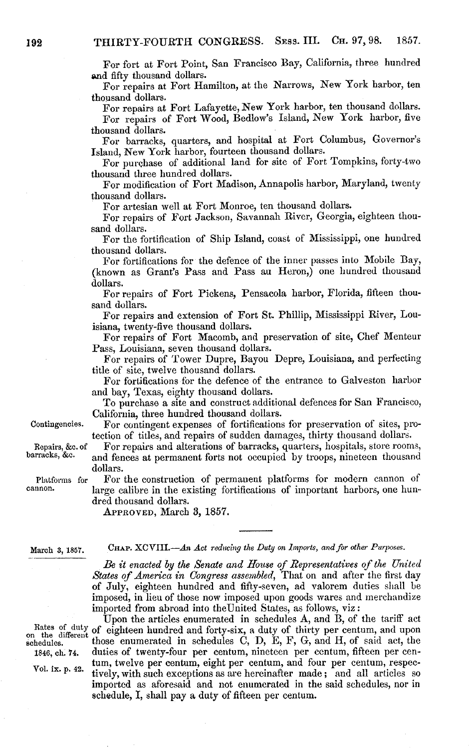For fort at Fort Point, San Francisco Bay, California, three hundred and fifty thousand dollars.

For repairs at Fort Hamilton, at the Narrows, New York harbor, ten thousand dollars.

For repairs at Fort Lafayette, New York harbor, ten thousand dollars.

For repairs of Fort Wood, Bedlow's Island, New York harbor, five thousand dollars.

For barracks, quarters, and hospital at Fort Columbus, Governor's Island, New York harbor, fourteen thousand dollars.

For purchase of additional land for site of Fort Tompkins, forty-two thousand three hundred dollars.

For modification of Fort Madison, Annapolis harbor, Maryland, twenty thousand dollars.

For artesian well at Fort Monroe, ten thousand dollars.

For repairs of Fort Jackson, Savannah River, Georgia, eighteen thousand dollars.

For the fortification of Ship Island, coast of Mississippi, one hundred thousand dollars.

For fortifications for the defence of the inner passes into Mobile Bay, (known as Grant's Pass and Pass au Heron,) one hundred thousand dollars.

For repairs of Fort Pickens, Pensacola harbor, Florida, fifteen thousand dollars.

For repairs and extension of Fort St. Phillip, Mississippi River, Louisiana, twenty-five thousand dollars.

For repairs of Fort Macomb, and preservation of site, Chef Menteur Pass, Louisiana, seven thousand dollars.

For repairs of Tower Dupre, Bayou Depre, Louisiana, and perfecting title of site, twelve thousand dollars.

For fortifications for the defence of the entrance to Galveston harbor and bay, Texas, eighty thousand dollars.

To purchase a site and construct additional defences for San Francisco, California, three hundred thousand dollars.

Contingencies. For contingent expenses of fortifications for preservation of sites, protection of titles, and repairs of sudden damages, thirty thousand dollars.

Repairs, &c. of barracks, &c. For repairs and alterations of barracks, quarters, hospitals, store rooms, and fences at permanent forts not occupied by troops, nineteen thousand dollars.

Platforms for cannon. For the construction of permanent platforms for modern cannon of large calibre in the existing fortifications of important harbors, one hundred thousand dollars.

APPROVED, March 3, 1857.

---

March 3, 1857.

CHAP. XCVIII.—*An Act reducing the Duty on Imports, and for other Purposes.*

*Be it enacted by the Senate and House of Representatives of the United States of America in Congress assembled*, That on and after the first day of July, eighteen hundred and fifty-seven, ad valorem duties shall be imposed, in lieu of those now imposed upon goods wares and merchandize imported from abroad into the United States, as follows, viz:

Rates of duty on the different schedules. 1846, ch. 74. Vol. ix. p. 42.

Upon the articles enumerated in schedules A, and B, of the tariff act of eighteen hundred and forty-six, a duty of thirty per centum, and upon those enumerated in schedules C, D, E, F, G, and H, of said act, the duties of twenty-four per centum, nineteen per centum, fifteen per centum, twelve per centum, eight per centum, and four per centum, respectively, with such exceptions as are hereinafter made; and all articles so imported as aforesaid and not enumerated in the said schedules, nor in schedule, I, shall pay a duty of fifteen per centum.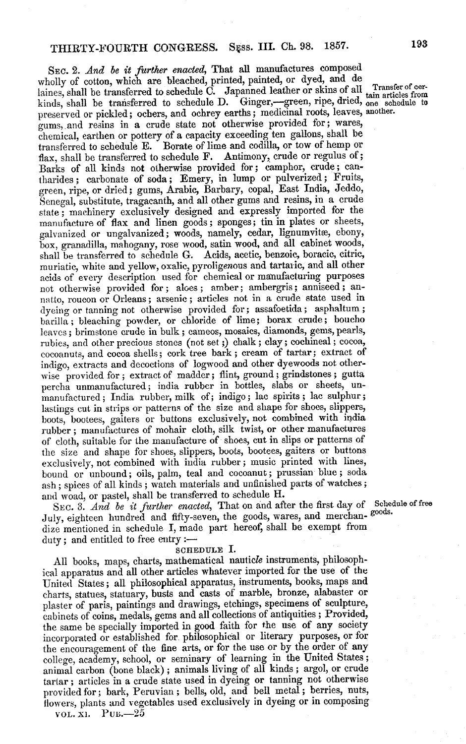SEC. 2. *And be it further enacted*, That all manufactures composed wholly of cotton, which are bleached, printed, painted, or dyed, and de laines, shall be transferred to schedule C. Japanned leather or skins of all kinds, shall be transferred to schedule D. Ginger,—green, ripe, dried, preserved or pickled; ochers, and ochrey earths; medicinal roots, leaves, gums, and resins in a crude state not otherwise provided for; wares, chemical, earthen or pottery of a capacity exceeding ten gallons, shall be transferred to schedule E. Borate of lime and codilla, or tow of hemp or flax, shall be transferred to schedule F. Antimony, crude or regulus of; Barks of all kinds not otherwise provided for; camphor, crude; cantharides; carbonate of soda; Emery, in lump or pulverized; Fruits, green, ripe, or dried; gums, Arabic, Barbary, copal, East India, Jeddo, Senegal, substitute, tragacanth, and all other gums and resins, in a crude state; machinery exclusively designed and expressly imported for the manufacture of flax and linen goods; sponges; tin in plates or sheets, galvanized or ungalvanized; woods, namely, cedar, lignumvitæ, ebony, box, granadilla, mahogany, rose wood, satin wood, and all cabinet woods, shall be transferred to schedule G. Acids, acetic, benzoic, boracic, citric, muriatic, white and yellow, oxalic, pyrolig*en*ous and tartaric, and all other acids of every description used for chemical or manufacturing purposes not otherwise provided for; aloes; amber; ambergris; anniseed; annatto, roucon or Orleans; arsenic; articles not in a crude state used in dyeing or tanning not otherwise provided for; assafoetida; asphaltum; barilla; bleaching powder, or chloride of lime; borax crude; boucho leaves; brimstone crude in bulk; cameos, mosaics, diamonds, gems, pearls, rubies, and other precious stones (not set;) chalk; clay; cochineal; cocoa, cocoanuts, and cocoa shells; cork tree bark; cream of tartar; extract of indigo, extracts and decoctions of logwood and other dyewoods not otherwise provided for; extract of madder; flint, ground; grindstones; gutta percha unmanufactured; india rubber in bottles, slabs or sheets, unmanufactured; India rubber, milk of; indigo; lac spirits; lac sulphur; lastings cut in strips or patterns of the size and shape for shoes, slippers, boots, bootees, gaiters or buttons exclusively, not combined with india rubber; manufactures of mohair cloth, silk twist, or other manufactures of cloth, suitable for the manufacture of shoes, cut in slips or patterns of the size and shape for shoes, slippers, boots, bootees, gaiters or buttons exclusively, not combined with india rubber; music printed with lines, bound or unbound; oils, palm, teal and cocoanut; prussian blue; soda ash; spices of all kinds; watch materials and unfinished parts of watches; and woad, or pastel, shall be transferred to schedule H.

Transfer of certain articles from one schedule to another.

SEC. 3. *And be it further enacted*, That on and after the first day of July, eighteen hundred and fifty-seven, the goods, wares, and merchandize mentioned in schedule I, made part hereof, shall be exempt from duty; and entitled to free entry:—

Schedule of free goods.

SCHEDULE I.

All books, maps, charts, mathematical nautic*le* instruments, philosophical apparatus and all other articles whatever imported for the use of the United States; all philosophical apparatus, instruments, books, maps and charts, statues, statuary, busts and casts of marble, bronze, alabaster or plaster of paris, paintings and drawings, etchings, specimens of sculpture, cabinets of coins, medals, gems and all collections of antiquities; Provided, the same be specially imported in good faith for the use of any society incorporated or established for philosophical or literary purposes, or for the encouragement of the fine arts, or for the use or by the order of any college, academy, school, or seminary of learning in the United States; animal carbon (bone black); animals living of all kinds; argol, or crude tartar; articles in a crude state used in dyeing or tanning not otherwise provided for; bark, Peruvian; bells, old, and bell metal; berries, nuts, flowers, plants and vegetables used exclusively in dyeing or in composing

VOL. XI. PUB.—25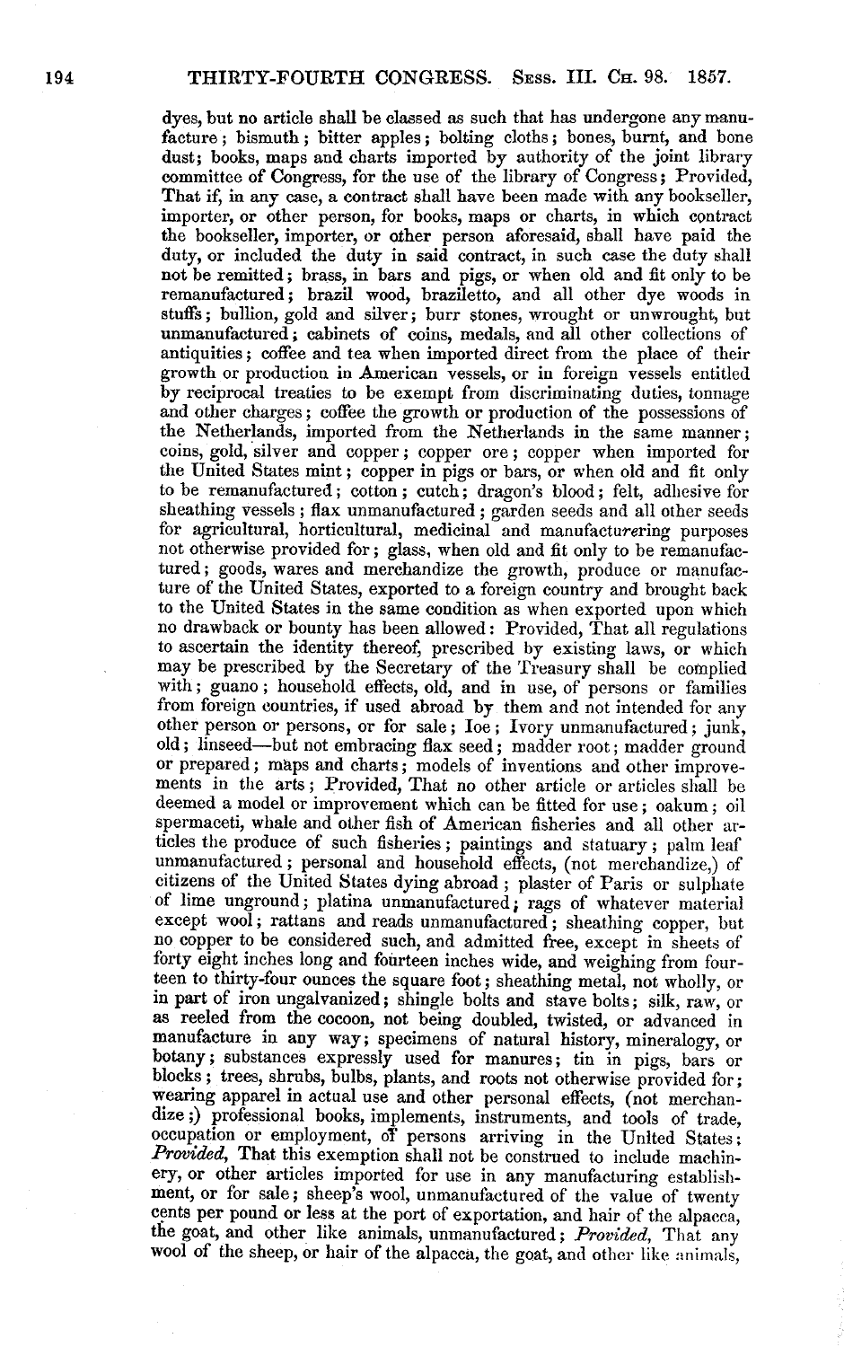dyes, but no article shall be classed as such that has undergone any manufacture; bismuth; bitter apples; bolting cloths; bones, burnt, and bone dust; books, maps and charts imported by authority of the joint library committee of Congress, for the use of the library of Congress; Provided, That if, in any case, a contract shall have been made with any bookseller, importer, or other person, for books, maps or charts, in which contract the bookseller, importer, or other person aforesaid, shall have paid the duty, or included the duty in said contract, in such case the duty shall not be remitted; brass, in bars and pigs, or when old and fit only to be remanufactured; brazil wood, braziletto, and all other dye woods in stuffs; bullion, gold and silver; burr stones, wrought or unwrought, but unmanufactured; cabinets of coins, medals, and all other collections of antiquities; coffee and tea when imported direct from the place of their growth or production in American vessels, or in foreign vessels entitled by reciprocal treaties to be exempt from discriminating duties, tonnage and other charges; coffee the growth or production of the possessions of the Netherlands, imported from the Netherlands in the same manner; coins, gold, silver and copper; copper ore; copper when imported for the United States mint; copper in pigs or bars, or when old and fit only to be remanufactured; cotton; cutch; dragon's blood; felt, adhesive for sheathing vessels; flax unmanufactured; garden seeds and all other seeds for agricultural, horticultural, medicinal and manufacturering purposes not otherwise provided for; glass, when old and fit only to be remanufactured; goods, wares and merchandize the growth, produce or manufacture of the United States, exported to a foreign country and brought back to the United States in the same condition as when exported upon which no drawback or bounty has been allowed: Provided, That all regulations to ascertain the identity thereof, prescribed by existing laws, or which may be prescribed by the Secretary of the Treasury shall be complied with; guano; household effects, old, and in use, of persons or families from foreign countries, if used abroad by them and not intended for any other person or persons, or for sale; Ice; Ivory unmanufactured; junk, old; linseed—but not embracing flax seed; madder root; madder ground or prepared; maps and charts; models of inventions and other improvements in the arts; Provided, That no other article or articles shall be deemed a model or improvement which can be fitted for use; oakum; oil spermaceti, whale and other fish of American fisheries and all other articles the produce of such fisheries; paintings and statuary; palm leaf unmanufactured; personal and household effects, (not merchandize,) of citizens of the United States dying abroad; plaster of Paris or sulphate of lime unground; platina unmanufactured; rags of whatever material except wool; rattans and reads unmanufactured; sheathing copper, but no copper to be considered such, and admitted free, except in sheets of forty eight inches long and fourteen inches wide, and weighing from fourteen to thirty-four ounces the square foot; sheathing metal, not wholly, or in part of iron ungalvanized; shingle bolts and stave bolts; silk, raw, or as reeled from the cocoon, not being doubled, twisted, or advanced in manufacture in any way; specimens of natural history, mineralogy, or botany; substances expressly used for manures; tin in pigs, bars or blocks; trees, shrubs, bulbs, plants, and roots not otherwise provided for; wearing apparel in actual use and other personal effects, (not merchandize;) professional books, implements, instruments, and tools of trade, occupation or employment, of persons arriving in the United States; *Provided*, That this exemption shall not be construed to include machinery, or other articles imported for use in any manufacturing establishment, or for sale; sheep's wool, unmanufactured of the value of twenty cents per pound or less at the port of exportation, and hair of the alpacca, the goat, and other like animals, unmanufactured; *Provided*, That any wool of the sheep, or hair of the alpacca, the goat, and other like animals,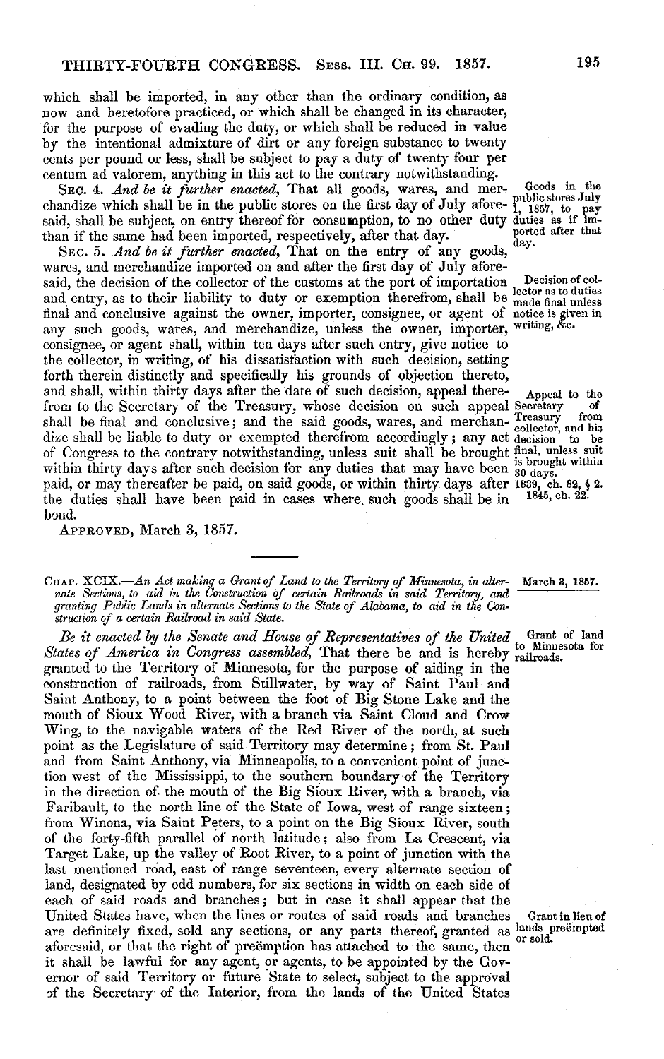which shall be imported, in any other than the ordinary condition, as now and heretofore practiced, or which shall be changed in its character, for the purpose of evading the duty, or which shall be reduced in value by the intentional admixture of dirt or any foreign substance to twenty cents per pound or less, shall be subject to pay a duty of twenty four per centum ad valorem, anything in this act to the contrary notwithstanding.

Goods in the public stores July 1, 1857, to pay duties as if imported after that day.

SEC. 4. *And be it further enacted*, That all goods, wares, and merchandize which shall be in the public stores on the first day of July aforesaid, shall be subject, on entry thereof for consumption, to no other duty than if the same had been imported, respectively, after that day.

Decision of collector as to duties made final unless notice is given in writing, &c.

Appeal to the Secretary of Treasury from collector, and his decision to be final, unless suit is brought within 30 days.

1839, ch. 82, § 2. 1845, ch. 22.

SEC. 5. *And be it further enacted*, That on the entry of any goods, wares, and merchandize imported on and after the first day of July aforesaid, the decision of the collector of the customs at the port of importation and entry, as to their liability to duty or exemption therefrom, shall be final and conclusive against the owner, importer, consignee, or agent of any such goods, wares, and merchandize, unless the owner, importer, consignee, or agent shall, within ten days after such entry, give notice to the collector, in writing, of his dissatisfaction with such decision, setting forth therein distinctly and specifically his grounds of objection thereto, and shall, within thirty days after the date of such decision, appeal therefrom to the Secretary of the Treasury, whose decision on such appeal shall be final and conclusive; and the said goods, wares, and merchandize shall be liable to duty or exempted therefrom accordingly; any act of Congress to the contrary notwithstanding, unless suit shall be brought within thirty days after such decision for any duties that may have been paid, or may thereafter be paid, on said goods, or within thirty days after the duties shall have been paid in cases where such goods shall be in bond.

APPROVED, March 3, 1857.

---

March 3, 1857.

CHAP. XCIX.—*An Act making a Grant of Land to the Territory of Minnesota, in alternate Sections, to aid in the Construction of certain Railroads in said Territory, and granting Public Lands in alternate Sections to the State of Alabama, to aid in the Construction of a certain Railroad in said State.*

Grant of land to Minnesota for railroads.

*Be it enacted by the Senate and House of Representatives of the United States of America in Congress assembled*, That there be and is hereby granted to the Territory of Minnesota, for the purpose of aiding in the construction of railroads, from Stillwater, by way of Saint Paul and Saint Anthony, to a point between the foot of Big Stone Lake and the mouth of Sioux Wood River, with a branch via Saint Cloud and Crow Wing, to the navigable waters of the Red River of the north, at such point as the Legislature of said Territory may determine; from St. Paul and from Saint Anthony, via Minneapolis, to a convenient point of junction west of the Mississippi, to the southern boundary of the Territory in the direction of the mouth of the Big Sioux River, with a branch, via Faribault, to the north line of the State of Iowa, west of range sixteen; from Winona, via Saint Peters, to a point on the Big Sioux River, south of the forty-fifth parallel of north latitude; also from La Crescent, via Target Lake, up the valley of Root River, to a point of junction with the last mentioned road, east of range seventeen, every alternate section of land, designated by odd numbers, for six sections in width on each side of each of said roads and branches; but in case it shall appear that the United States have, when the lines or routes of said roads and branches are definitely fixed, sold any sections, or any parts thereof, granted as aforesaid, or that the right of preëmption has attached to the same, then it shall be lawful for any agent, or agents, to be appointed by the Governor of said Territory or future State to select, subject to the approval of the Secretary of the Interior, from the lands of the United States

Grant in lieu of lands preëmpted or sold.